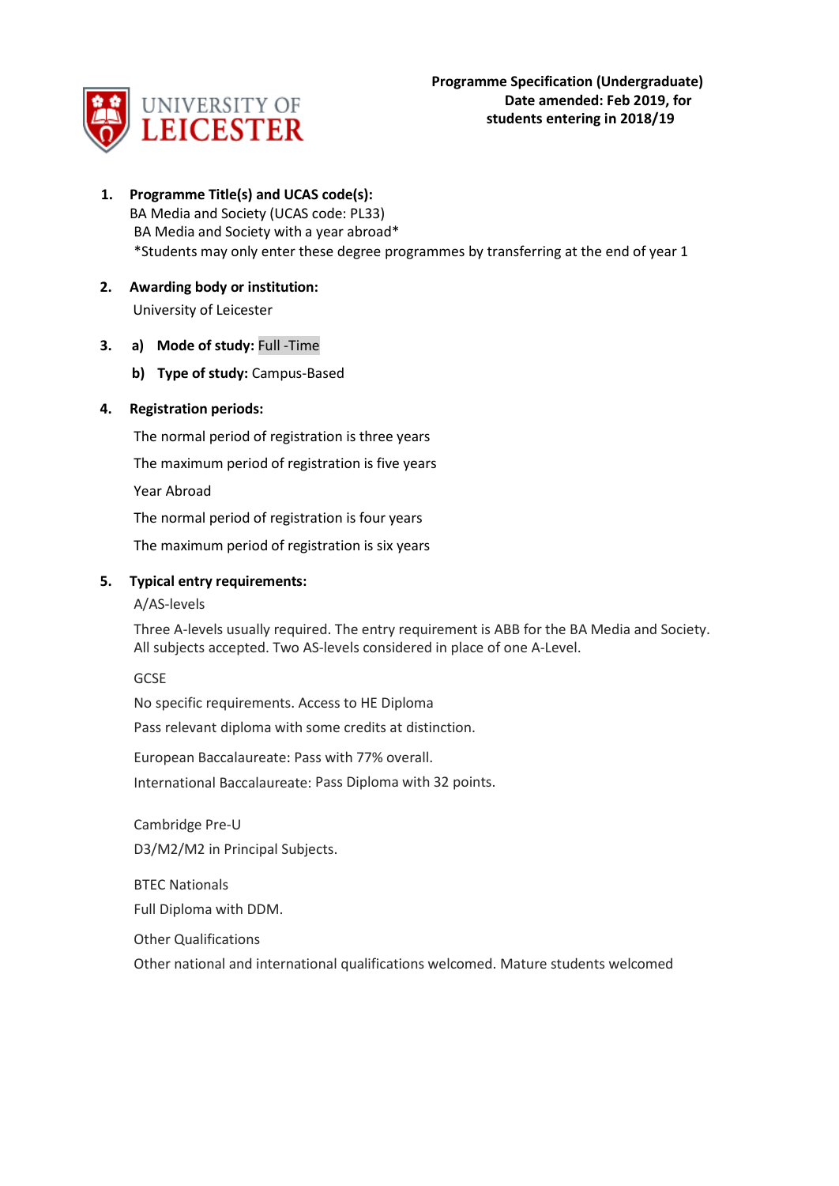UNIVERSITY OF LEICESTER

**Programme Specification (Undergraduate)**
**Date amended: Feb 2019, for students entering in 2018/19**

1. **Programme Title(s) and UCAS code(s):**
   BA Media and Society (UCAS code: PL33)
   BA Media and Society with a year abroad*
   *Students may only enter these degree programmes by transferring at the end of year 1

2. **Awarding body or institution:**
   University of Leicester

3. a) **Mode of study:** Full -Time

   b) **Type of study:** Campus-Based

4. **Registration periods:**

   The normal period of registration is three years

   The maximum period of registration is five years

   Year Abroad

   The normal period of registration is four years

   The maximum period of registration is six years

5. **Typical entry requirements:**

   A/AS-levels

   Three A-levels usually required. The entry requirement is ABB for the BA Media and Society. All subjects accepted. Two AS-levels considered in place of one A-Level.

   GCSE

   No specific requirements. Access to HE Diploma

   Pass relevant diploma with some credits at distinction.

   European Baccalaureate: Pass with 77% overall.

   International Baccalaureate: Pass Diploma with 32 points.

   Cambridge Pre-U

   D3/M2/M2 in Principal Subjects.

   BTEC Nationals

   Full Diploma with DDM.

   Other Qualifications

   Other national and international qualifications welcomed. Mature students welcomed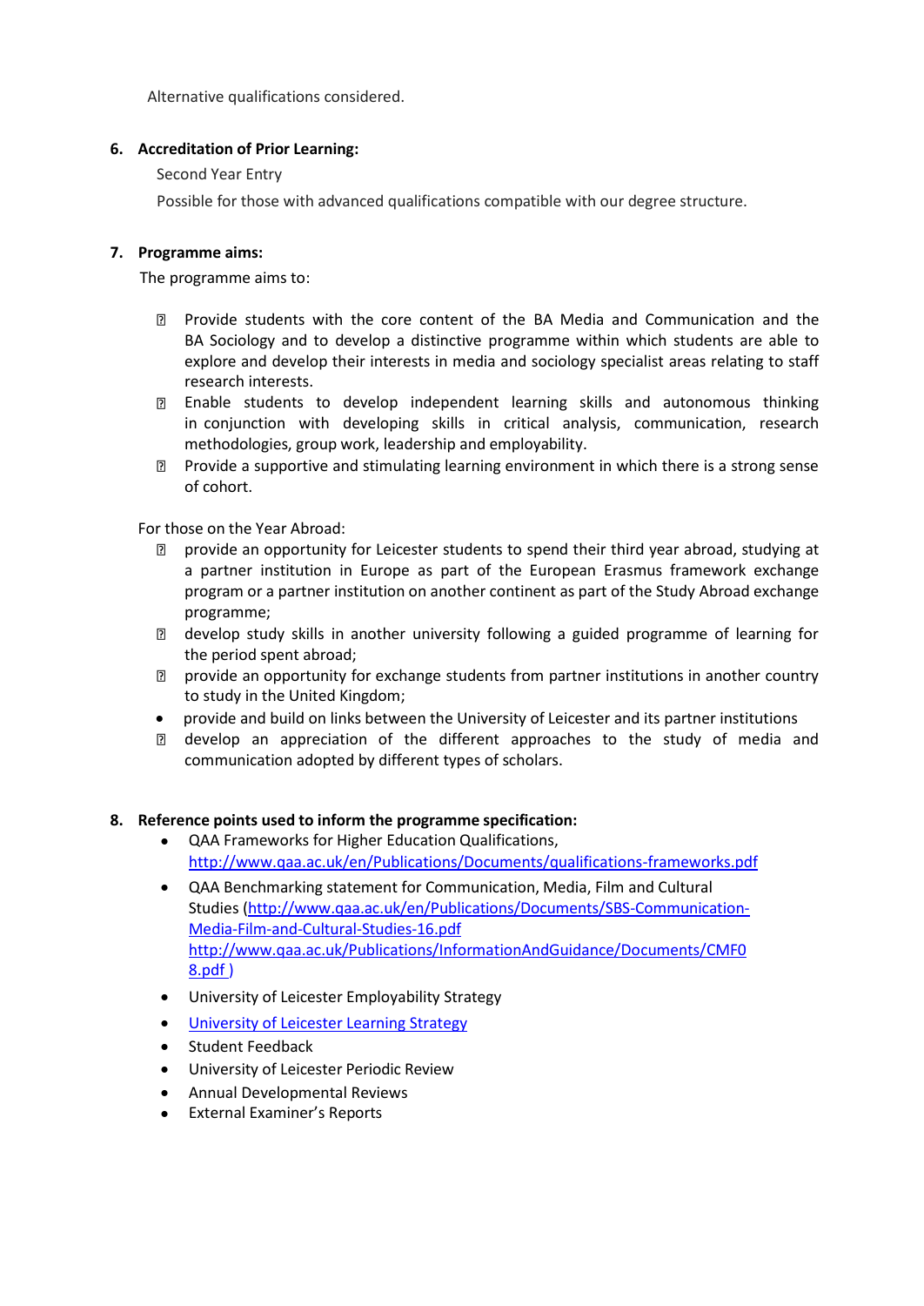Alternative qualifications considered.

**6. Accreditation of Prior Learning:**

Second Year Entry

Possible for those with advanced qualifications compatible with our degree structure.

**7. Programme aims:**

The programme aims to:

- Provide students with the core content of the BA Media and Communication and the BA Sociology and to develop a distinctive programme within which students are able to explore and develop their interests in media and sociology specialist areas relating to staff research interests.
- Enable students to develop independent learning skills and autonomous thinking in conjunction with developing skills in critical analysis, communication, research methodologies, group work, leadership and employability.
- Provide a supportive and stimulating learning environment in which there is a strong sense of cohort.

For those on the Year Abroad:

- provide an opportunity for Leicester students to spend their third year abroad, studying at a partner institution in Europe as part of the European Erasmus framework exchange program or a partner institution on another continent as part of the Study Abroad exchange programme;
- develop study skills in another university following a guided programme of learning for the period spent abroad;
- provide an opportunity for exchange students from partner institutions in another country to study in the United Kingdom;
- provide and build on links between the University of Leicester and its partner institutions
- develop an appreciation of the different approaches to the study of media and communication adopted by different types of scholars.

**8. Reference points used to inform the programme specification:**

- QAA Frameworks for Higher Education Qualifications, http://www.qaa.ac.uk/en/Publications/Documents/qualifications-frameworks.pdf
- QAA Benchmarking statement for Communication, Media, Film and Cultural Studies (http://www.qaa.ac.uk/en/Publications/Documents/SBS-Communication-Media-Film-and-Cultural-Studies-16.pdf http://www.qaa.ac.uk/Publications/InformationAndGuidance/Documents/CMF08.pdf )
- University of Leicester Employability Strategy
- University of Leicester Learning Strategy
- Student Feedback
- University of Leicester Periodic Review
- Annual Developmental Reviews
- External Examiner's Reports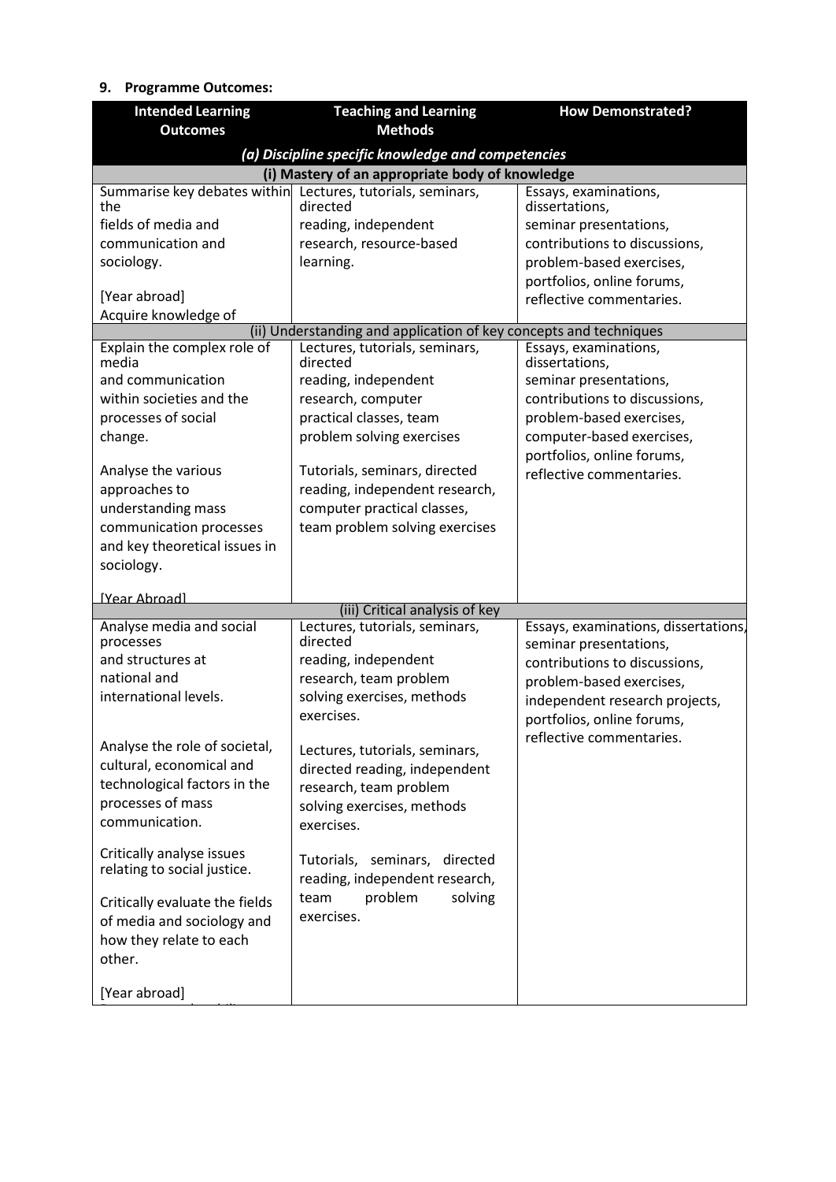## 9. Programme Outcomes:

| Intended Learning Outcomes | Teaching and Learning Methods | How Demonstrated? |
|---|---|---|
| ***(a) Discipline specific knowledge and competencies*** | | |
| **(i) Mastery of an appropriate body of knowledge** | | |
| Summarise key debates within the fields of media and communication and sociology.<br><br>[Year abroad]<br>Acquire knowledge of | Lectures, tutorials, seminars, directed reading, independent research, resource-based learning. | Essays, examinations, dissertations, seminar presentations, contributions to discussions, problem-based exercises, portfolios, online forums, reflective commentaries. |
| (ii) Understanding and application of key concepts and techniques | | |
| Explain the complex role of media and communication within societies and the processes of social change.<br><br>Analyse the various approaches to understanding mass communication processes and key theoretical issues in sociology.<br><br>[Year Abroad] | Lectures, tutorials, seminars, directed reading, independent research, computer practical classes, team problem solving exercises<br><br>Tutorials, seminars, directed reading, independent research, computer practical classes, team problem solving exercises | Essays, examinations, dissertations, seminar presentations, contributions to discussions, problem-based exercises, computer-based exercises, portfolios, online forums, reflective commentaries. |
| (iii) Critical analysis of key | | |
| Analyse media and social processes and structures at national and international levels.<br><br>Analyse the role of societal, cultural, economical and technological factors in the processes of mass communication.<br><br>Critically analyse issues relating to social justice.<br><br>Critically evaluate the fields of media and sociology and how they relate to each other.<br><br>[Year abroad] | Lectures, tutorials, seminars, directed reading, independent research, team problem solving exercises, methods exercises.<br><br>Lectures, tutorials, seminars, directed reading, independent research, team problem solving exercises, methods exercises.<br><br>Tutorials, seminars, directed reading, independent research, team problem solving exercises. | Essays, examinations, dissertations, seminar presentations, contributions to discussions, problem-based exercises, independent research projects, portfolios, online forums, reflective commentaries. |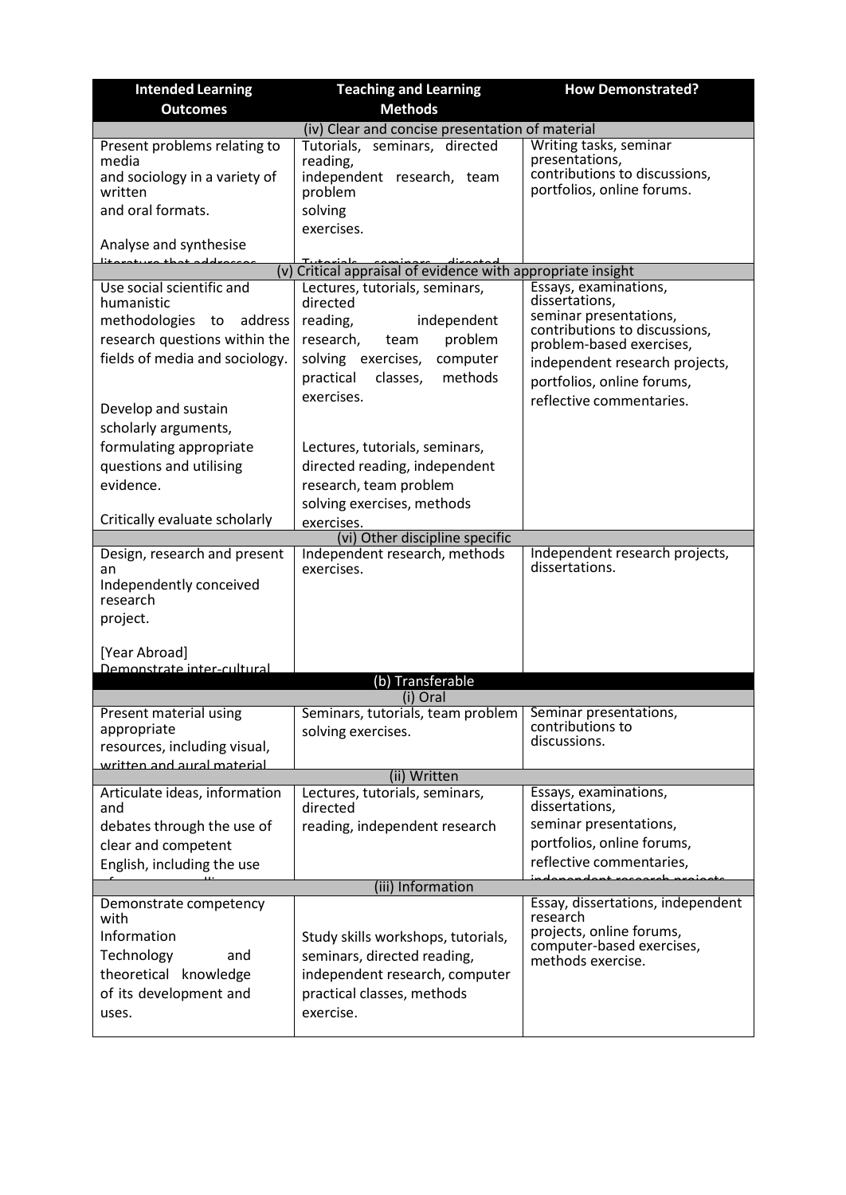| Intended Learning Outcomes | Teaching and Learning Methods | How Demonstrated? |
|---|---|---|
| (iv) Clear and concise presentation of material | | |
| Present problems relating to media and sociology in a variety of written and oral formats.<br><br>Analyse and synthesise literature that addresses | Tutorials, seminars, directed reading, independent research, team problem solving exercises.<br><br>Tutorials, seminars, directed | Writing tasks, seminar presentations, contributions to discussions, portfolios, online forums. |
| (v) Critical appraisal of evidence with appropriate insight | | |
| Use social scientific and humanistic methodologies to address research questions within the fields of media and sociology.<br><br>Develop and sustain scholarly arguments, formulating appropriate questions and utilising evidence.<br><br>Critically evaluate scholarly | Lectures, tutorials, seminars, directed reading, independent research, team problem solving exercises, computer practical classes, methods exercises.<br><br>Lectures, tutorials, seminars, directed reading, independent research, team problem solving exercises, methods exercises. | Essays, examinations, dissertations, seminar presentations, contributions to discussions, problem-based exercises, independent research projects, portfolios, online forums, reflective commentaries. |
| (vi) Other discipline specific | | |
| Design, research and present an Independently conceived research project.<br><br>[Year Abroad]<br>Demonstrate inter-cultural | Independent research, methods exercises. | Independent research projects, dissertations. |
| **(b) Transferable** | | |
| (i) Oral | | |
| Present material using appropriate resources, including visual, written and aural material | Seminars, tutorials, team problem solving exercises. | Seminar presentations, contributions to discussions. |
| (ii) Written | | |
| Articulate ideas, information and debates through the use of clear and competent English, including the use of | Lectures, tutorials, seminars, directed reading, independent research | Essays, examinations, dissertations, seminar presentations, portfolios, online forums, reflective commentaries, independent research projects |
| (iii) Information | | |
| Demonstrate competency with Information Technology and theoretical knowledge of its development and uses. | Study skills workshops, tutorials, seminars, directed reading, independent research, computer practical classes, methods exercise. | Essay, dissertations, independent research projects, online forums, computer-based exercises, methods exercise. |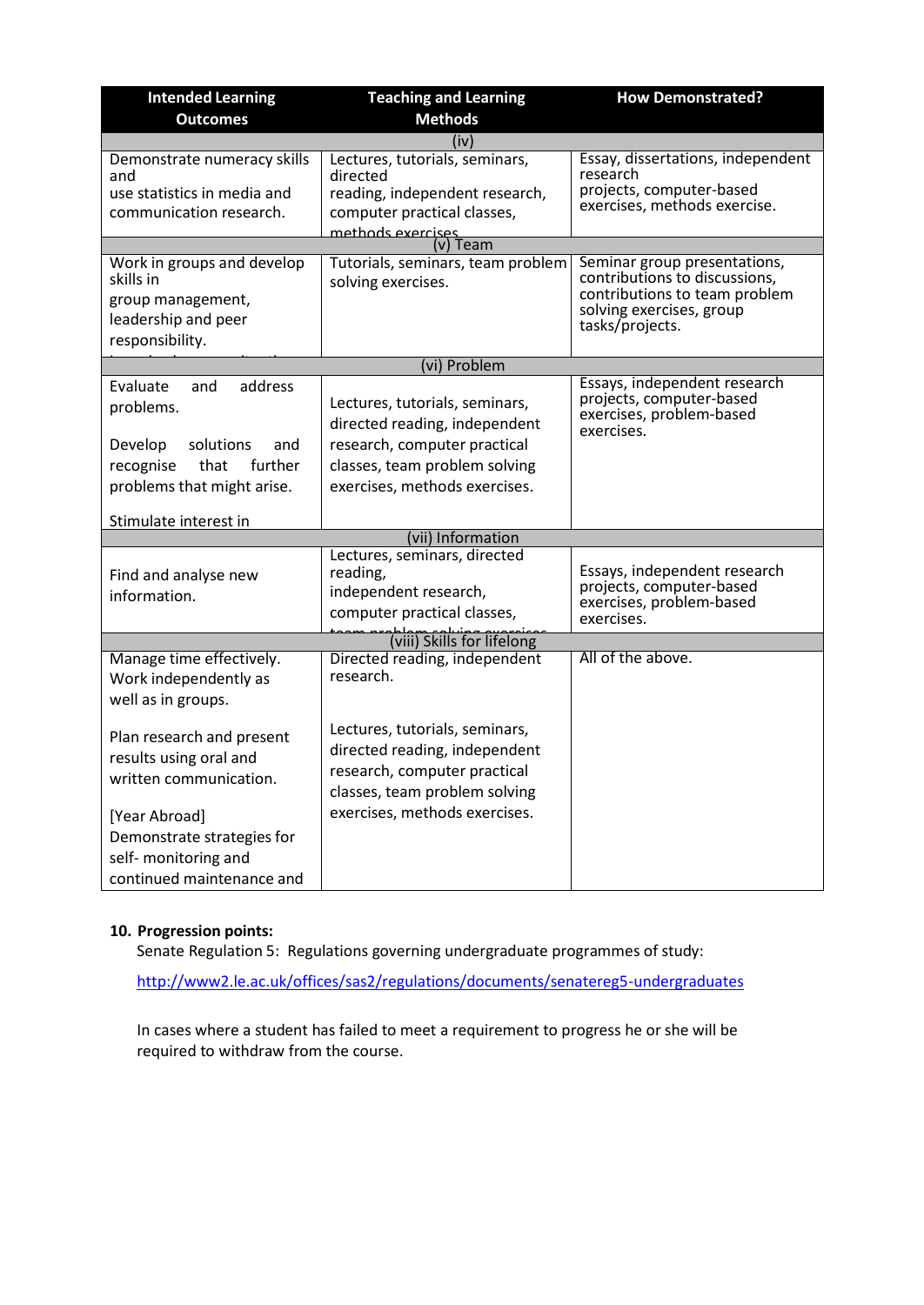| Intended Learning Outcomes | Teaching and Learning Methods | How Demonstrated? |
|---|---|---|
| (iv) | | |
| Demonstrate numeracy skills and use statistics in media and communication research. | Lectures, tutorials, seminars, directed reading, independent research, computer practical classes, methods exercises. | Essay, dissertations, independent research projects, computer-based exercises, methods exercise. |
| (v) Team | | |
| Work in groups and develop skills in group management, leadership and peer responsibility. | Tutorials, seminars, team problem solving exercises. | Seminar group presentations, contributions to discussions, contributions to team problem solving exercises, group tasks/projects. |
| (vi) Problem | | |
| Evaluate and address problems.<br><br>Develop solutions and recognise that further problems that might arise.<br><br>Stimulate interest in | Lectures, tutorials, seminars, directed reading, independent research, computer practical classes, team problem solving exercises, methods exercises. | Essays, independent research projects, computer-based exercises, problem-based exercises. |
| (vii) Information | | |
| Find and analyse new information. | Lectures, seminars, directed reading, independent research, computer practical classes, team problem solving exercises | Essays, independent research projects, computer-based exercises, problem-based exercises. |
| (viii) Skills for lifelong | | |
| Manage time effectively. Work independently as well as in groups.<br><br>Plan research and present results using oral and written communication.<br><br>[Year Abroad] Demonstrate strategies for self- monitoring and continued maintenance and | Directed reading, independent research.<br><br>Lectures, tutorials, seminars, directed reading, independent research, computer practical classes, team problem solving exercises, methods exercises. | All of the above. |

**10. Progression points:**

Senate Regulation 5: Regulations governing undergraduate programmes of study:

http://www2.le.ac.uk/offices/sas2/regulations/documents/senatereg5-undergraduates

In cases where a student has failed to meet a requirement to progress he or she will be required to withdraw from the course.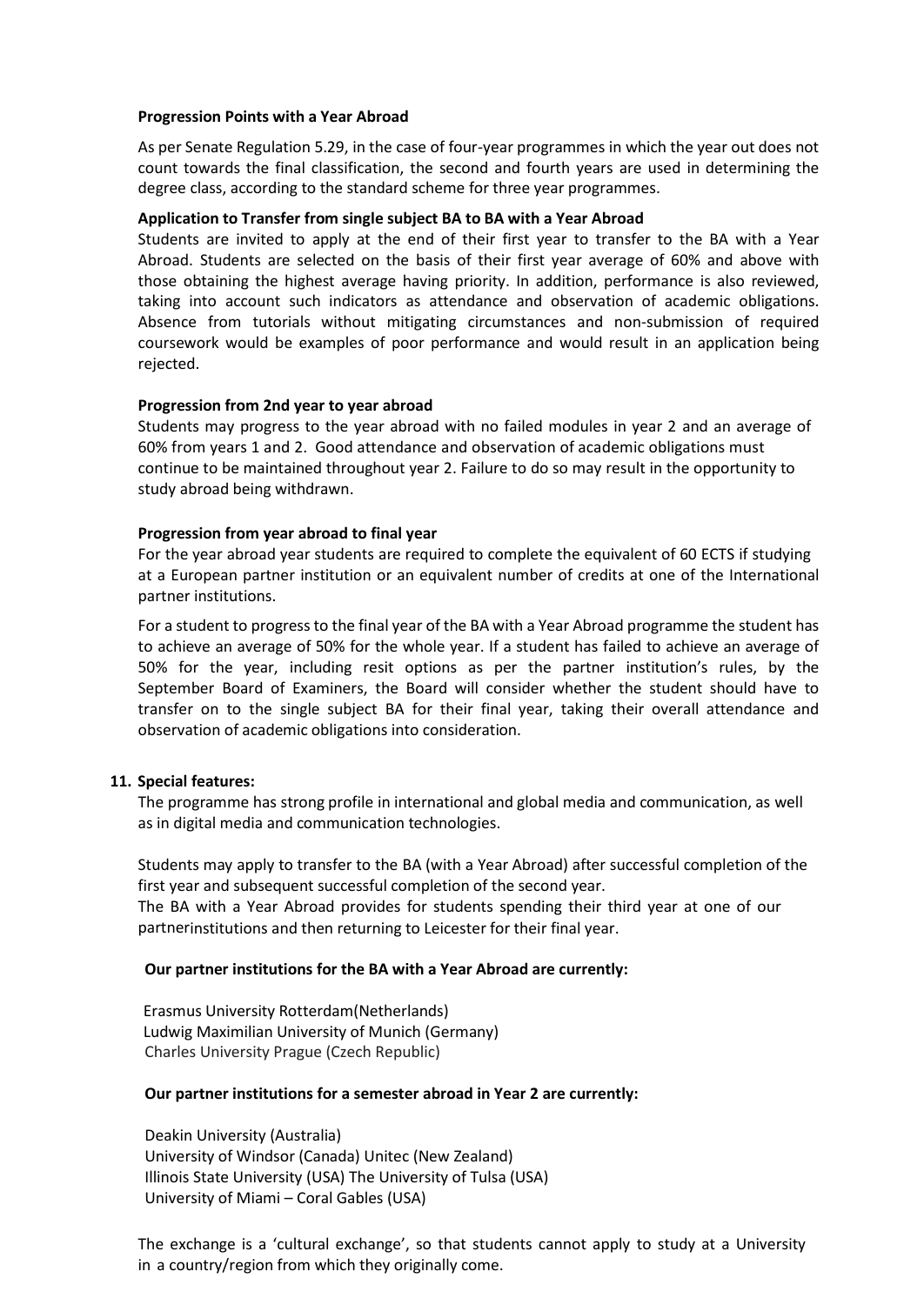**Progression Points with a Year Abroad**

As per Senate Regulation 5.29, in the case of four-year programmes in which the year out does not count towards the final classification, the second and fourth years are used in determining the degree class, according to the standard scheme for three year programmes.

**Application to Transfer from single subject BA to BA with a Year Abroad**

Students are invited to apply at the end of their first year to transfer to the BA with a Year Abroad. Students are selected on the basis of their first year average of 60% and above with those obtaining the highest average having priority. In addition, performance is also reviewed, taking into account such indicators as attendance and observation of academic obligations. Absence from tutorials without mitigating circumstances and non-submission of required coursework would be examples of poor performance and would result in an application being rejected.

**Progression from 2nd year to year abroad**

Students may progress to the year abroad with no failed modules in year 2 and an average of 60% from years 1 and 2. Good attendance and observation of academic obligations must continue to be maintained throughout year 2. Failure to do so may result in the opportunity to study abroad being withdrawn.

**Progression from year abroad to final year**

For the year abroad year students are required to complete the equivalent of 60 ECTS if studying at a European partner institution or an equivalent number of credits at one of the International partner institutions.

For a student to progress to the final year of the BA with a Year Abroad programme the student has to achieve an average of 50% for the whole year. If a student has failed to achieve an average of 50% for the year, including resit options as per the partner institution's rules, by the September Board of Examiners, the Board will consider whether the student should have to transfer on to the single subject BA for their final year, taking their overall attendance and observation of academic obligations into consideration.

**11. Special features:**

The programme has strong profile in international and global media and communication, as well as in digital media and communication technologies.

Students may apply to transfer to the BA (with a Year Abroad) after successful completion of the first year and subsequent successful completion of the second year.
The BA with a Year Abroad provides for students spending their third year at one of our partnerinstitutions and then returning to Leicester for their final year.

**Our partner institutions for the BA with a Year Abroad are currently:**

Erasmus University Rotterdam(Netherlands)
Ludwig Maximilian University of Munich (Germany)
Charles University Prague (Czech Republic)

**Our partner institutions for a semester abroad in Year 2 are currently:**

Deakin University (Australia)
University of Windsor (Canada) Unitec (New Zealand)
Illinois State University (USA) The University of Tulsa (USA)
University of Miami – Coral Gables (USA)

The exchange is a 'cultural exchange', so that students cannot apply to study at a University in a country/region from which they originally come.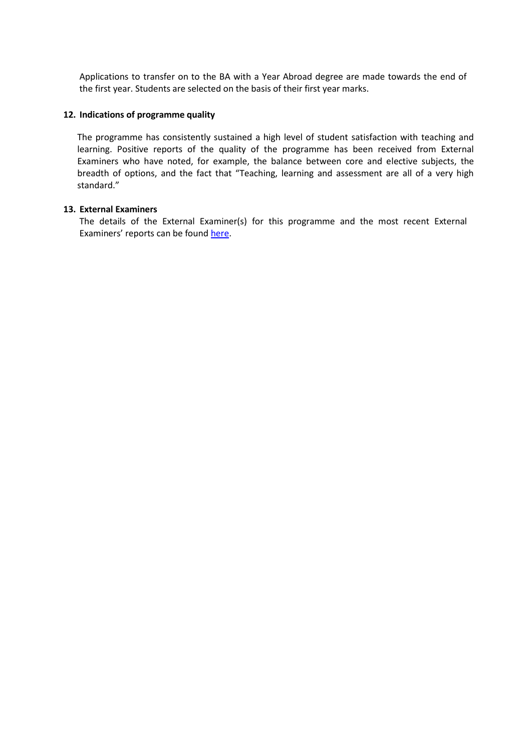Applications to transfer on to the BA with a Year Abroad degree are made towards the end of the first year. Students are selected on the basis of their first year marks.

## 12. Indications of programme quality

The programme has consistently sustained a high level of student satisfaction with teaching and learning. Positive reports of the quality of the programme has been received from External Examiners who have noted, for example, the balance between core and elective subjects, the breadth of options, and the fact that "Teaching, learning and assessment are all of a very high standard."

## 13. External Examiners

The details of the External Examiner(s) for this programme and the most recent External Examiners' reports can be found here.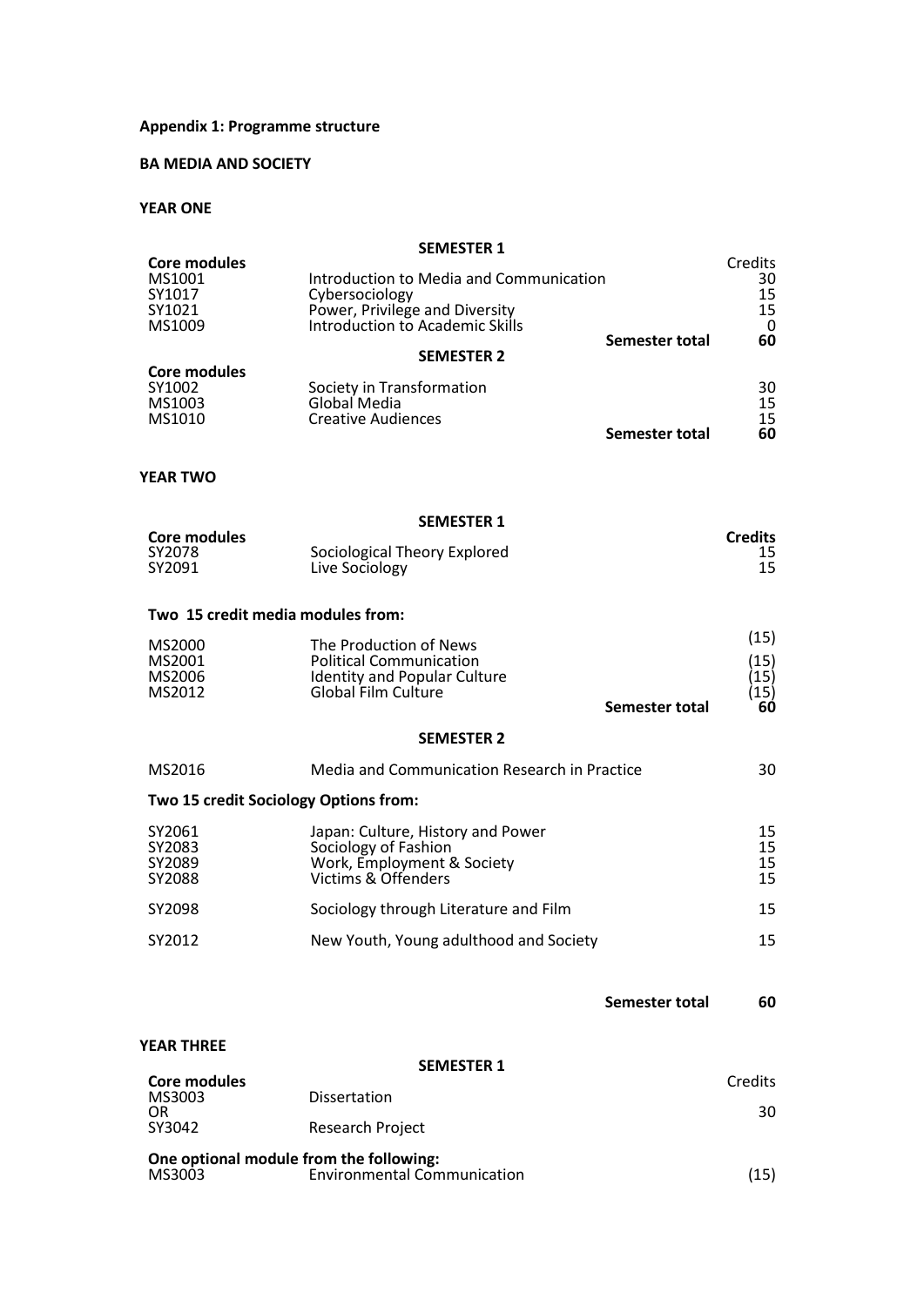**Appendix 1: Programme structure**

**BA MEDIA AND SOCIETY**

**YEAR ONE**

**SEMESTER 1**

| **Core modules** | | Credits |
|---|---|---|
| MS1001 | Introduction to Media and Communication | 30 |
| SY1017 | Cybersociology | 15 |
| SY1021 | Power, Privilege and Diversity | 15 |
| MS1009 | Introduction to Academic Skills | 0 |
| | **Semester total** | **60** |

**SEMESTER 2**

| **Core modules** | | |
|---|---|---|
| SY1002 | Society in Transformation | 30 |
| MS1003 | Global Media | 15 |
| MS1010 | Creative Audiences | 15 |
| | **Semester total** | **60** |

**YEAR TWO**

**SEMESTER 1**

| **Core modules** | | **Credits** |
|---|---|---|
| SY2078 | Sociological Theory Explored | 15 |
| SY2091 | Live Sociology | 15 |

**Two 15 credit media modules from:**

| | | |
|---|---|---|
| MS2000 | The Production of News | (15) |
| MS2001 | Political Communication | (15) |
| MS2006 | Identity and Popular Culture | (15) |
| MS2012 | Global Film Culture | (15) |
| | **Semester total** | **60** |

**SEMESTER 2**

| | | |
|---|---|---|
| MS2016 | Media and Communication Research in Practice | 30 |

**Two 15 credit Sociology Options from:**

| | | |
|---|---|---|
| SY2061 | Japan: Culture, History and Power | 15 |
| SY2083 | Sociology of Fashion | 15 |
| SY2089 | Work, Employment & Society | 15 |
| SY2088 | Victims & Offenders | 15 |
| SY2098 | Sociology through Literature and Film | 15 |
| SY2012 | New Youth, Young adulthood and Society | 15 |
| | **Semester total** | **60** |

**YEAR THREE**

**SEMESTER 1**

| **Core modules** | | Credits |
|---|---|---|
| MS3003 | Dissertation | |
| OR | | 30 |
| SY3042 | Research Project | |

**One optional module from the following:**

| | | |
|---|---|---|
| MS3003 | Environmental Communication | (15) |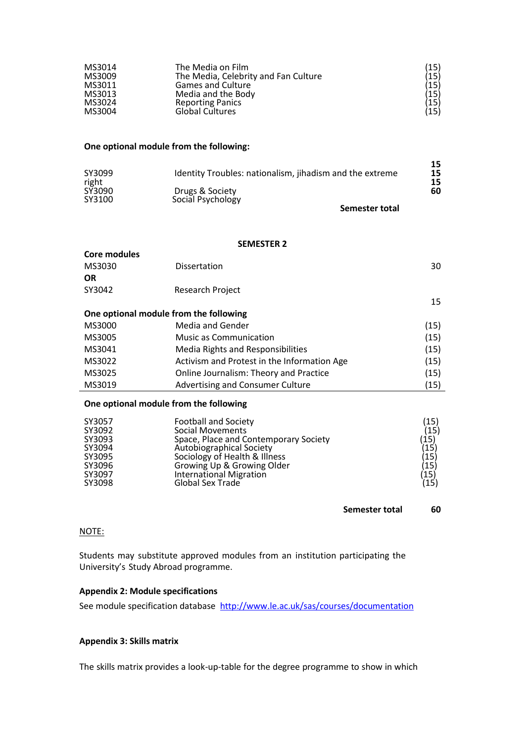| | | |
|---|---|---|
| MS3014 | The Media on Film | (15) |
| MS3009 | The Media, Celebrity and Fan Culture | (15) |
| MS3011 | Games and Culture | (15) |
| MS3013 | Media and the Body | (15) |
| MS3024 | Reporting Panics | (15) |
| MS3004 | Global Cultures | (15) |

**One optional module from the following:**

| | | |
|---|---|---|
| | | **15** |
| SY3099 | Identity Troubles: nationalism, jihadism and the extreme | **15** |
| right | | **15** |
| SY3090 | Drugs & Society | **60** |
| SY3100 | Social Psychology | |
| | **Semester total** | |

**SEMESTER 2**

| **Core modules** | | |
|---|---|---|
| MS3030 | Dissertation | 30 |
| **OR** | | |
| SY3042 | Research Project | |
| | | 15 |
| **One optional module from the following** | | |
| MS3000 | Media and Gender | (15) |
| MS3005 | Music as Communication | (15) |
| MS3041 | Media Rights and Responsibilities | (15) |
| MS3022 | Activism and Protest in the Information Age | (15) |
| MS3025 | Online Journalism: Theory and Practice | (15) |
| MS3019 | Advertising and Consumer Culture | (15) |

**One optional module from the following**

| | | |
|---|---|---|
| SY3057 | Football and Society | (15) |
| SY3092 | Social Movements | (15) |
| SY3093 | Space, Place and Contemporary Society | (15) |
| SY3094 | Autobiographical Society | (15) |
| SY3095 | Sociology of Health & Illness | (15) |
| SY3096 | Growing Up & Growing Older | (15) |
| SY3097 | International Migration | (15) |
| SY3098 | Global Sex Trade | (15) |
| | **Semester total** | **60** |

NOTE:

Students may substitute approved modules from an institution participating the University's Study Abroad programme.

**Appendix 2: Module specifications**

See module specification database http://www.le.ac.uk/sas/courses/documentation

**Appendix 3: Skills matrix**

The skills matrix provides a look-up-table for the degree programme to show in which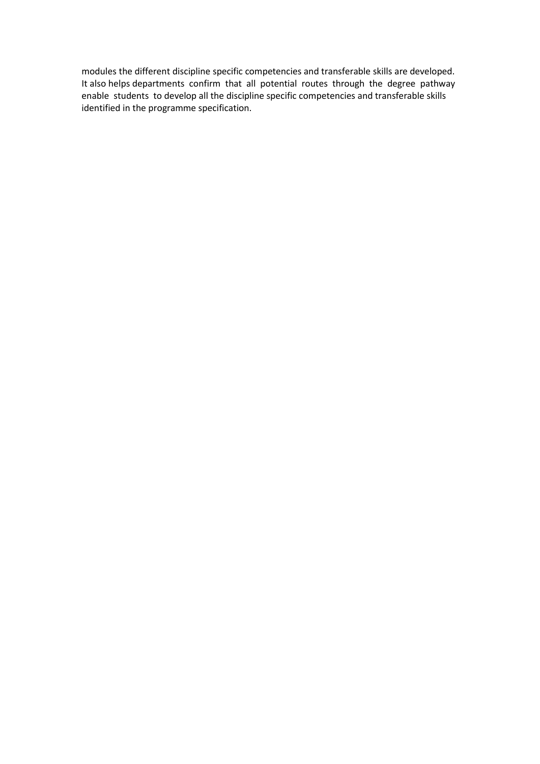modules the different discipline specific competencies and transferable skills are developed. It also helps departments confirm that all potential routes through the degree pathway enable students to develop all the discipline specific competencies and transferable skills identified in the programme specification.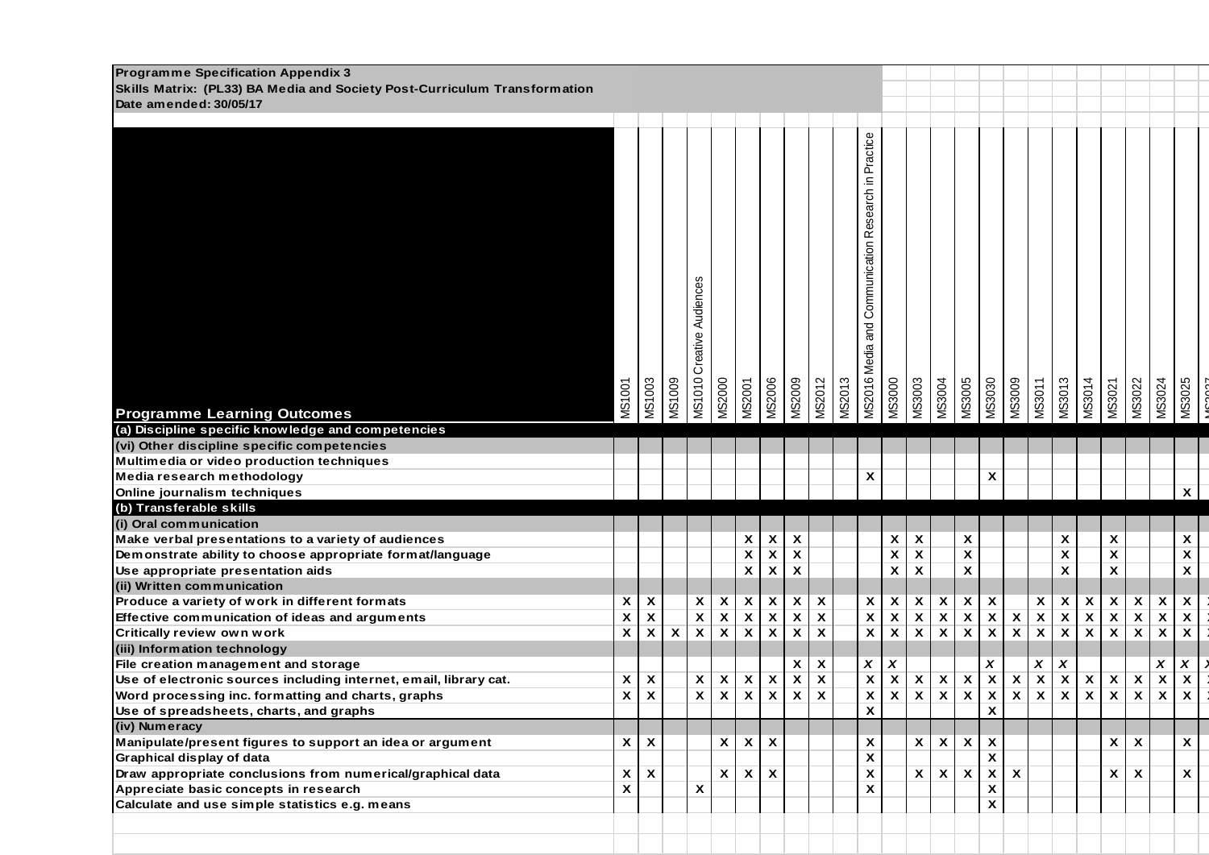**Programme Specification Appendix 3**
**Skills Matrix: (PL33) BA Media and Society Post-Curriculum Transformation**
**Date amended: 30/05/17**

| Programme Learning Outcomes | MS1001 | MS1003 | MS1009 | MS1010 Creative Audiences | MS2000 | MS2001 | MS2006 | MS2009 | MS2012 | MS2013 | MS2016 Media and Communication Research in Practice | MS3000 | MS3003 | MS3004 | MS3005 | MS3030 | MS3009 | MS3011 | MS3013 | MS3014 | MS3021 | MS3022 | MS3024 | MS3025 | MS3027 |
|---|---|---|---|---|---|---|---|---|---|---|---|---|---|---|---|---|---|---|---|---|---|---|---|---|---|
| **(a) Discipline specific knowledge and competencies** | | | | | | | | | | | | | | | | | | | | | | | | | |
| **(vi) Other discipline specific competencies** | | | | | | | | | | | | | | | | | | | | | | | | | |
| Multimedia or video production techniques | | | | | | | | | | | | | | | | | | | | | | | | | |
| Media research methodology | | | | | | | | | | | x | | | | | x | | | | | | | | | |
| Online journalism techniques | | | | | | | | | | | | | | | | | | | | | | | | x | |
| **(b) Transferable skills** | | | | | | | | | | | | | | | | | | | | | | | | | |
| **(i) Oral communication** | | | | | | | | | | | | | | | | | | | | | | | | | |
| Make verbal presentations to a variety of audiences | | | | | | x | x | x | | | | x | x | | x | | | | x | | x | | | x | |
| Demonstrate ability to choose appropriate format/language | | | | | | x | x | x | | | | x | x | | x | | | | x | | x | | | x | |
| Use appropriate presentation aids | | | | | | x | x | x | | | | x | x | | x | | | | x | | x | | | x | |
| **(ii) Written communication** | | | | | | | | | | | | | | | | | | | | | | | | | |
| Produce a variety of work in different formats | x | x | | x | x | x | x | x | x | | x | x | x | x | x | x | | x | x | x | x | x | x | x | x |
| Effective communication of ideas and arguments | x | x | | x | x | x | x | x | x | | x | x | x | x | x | x | x | x | x | x | x | x | x | x | x |
| Critically review own work | x | x | x | x | x | x | x | x | x | | x | x | x | x | x | x | x | x | x | x | x | x | x | x | x |
| **(iii) Information technology** | | | | | | | | | | | | | | | | | | | | | | | | | |
| File creation management and storage | | | | | | | | x | x | | x | x | | | | x | | x | x | | | | x | x | x |
| Use of electronic sources including internet, email, library cat. | x | x | | x | x | x | x | x | x | | x | x | x | x | x | x | x | x | x | x | x | x | x | x | x |
| Word processing inc. formatting and charts, graphs | x | x | | x | x | x | x | x | x | | x | x | x | x | x | x | x | x | x | x | x | x | x | x | x |
| Use of spreadsheets, charts, and graphs | | | | | | | | | | | x | | | | | x | | | | | | | | | |
| **(iv) Numeracy** | | | | | | | | | | | | | | | | | | | | | | | | | |
| Manipulate/present figures to support an idea or argument | x | x | | | x | x | x | | | | x | | x | x | x | x | | | | | x | x | | x | |
| Graphical display of data | | | | | | | | | | | x | | | | | x | | | | | | | | | |
| Draw appropriate conclusions from numerical/graphical data | x | x | | | x | x | x | | | | x | | x | x | x | x | x | | | | x | x | | x | |
| Appreciate basic concepts in research | x | | | x | | | | | | | x | | | | | x | | | | | | | | | |
| Calculate and use simple statistics e.g. means | | | | | | | | | | | | | | | | x | | | | | | | | | |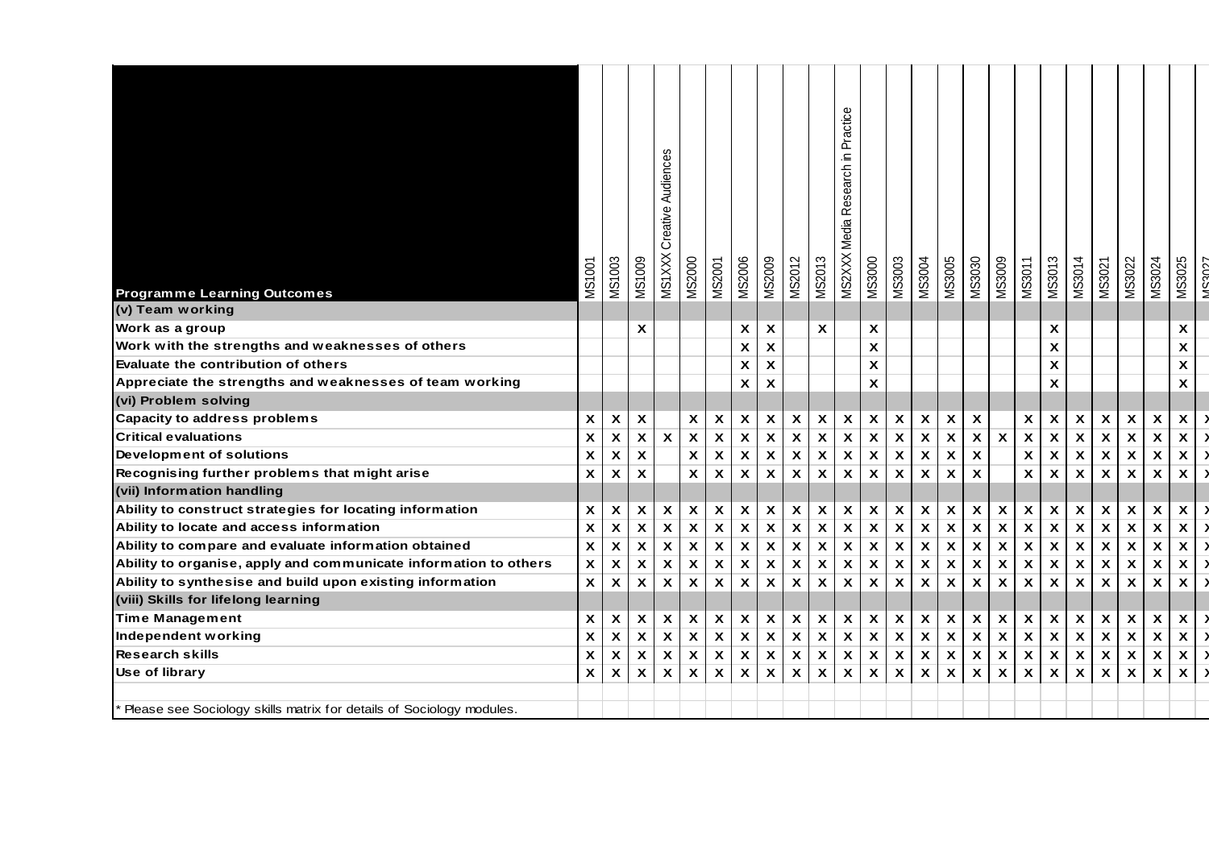| Programme Learning Outcomes | MS1001 | MS1003 | MS1009 | MS1XXX Creative Audiences | MS2000 | MS2001 | MS2006 | MS2009 | MS2012 | MS2013 | MS2XXX Media Research in Practice | MS3000 | MS3003 | MS3004 | MS3005 | MS3030 | MS3009 | MS3011 | MS3013 | MS3014 | MS3021 | MS3022 | MS3024 | MS3025 | MS3027 |
|---|---|---|---|---|---|---|---|---|---|---|---|---|---|---|---|---|---|---|---|---|---|---|---|---|---|
| **(v) Team working** | | | | | | | | | | | | | | | | | | | | | | | | | |
| **Work as a group** | | | x | | | | x | x | | x | | x | | | | | | | x | | | | | x | |
| **Work with the strengths and weaknesses of others** | | | | | | | x | x | | | | x | | | | | | | x | | | | | x | |
| **Evaluate the contribution of others** | | | | | | | x | x | | | | x | | | | | | | x | | | | | x | |
| **Appreciate the strengths and weaknesses of team working** | | | | | | | x | x | | | | x | | | | | | | x | | | | | x | |
| **(vi) Problem solving** | | | | | | | | | | | | | | | | | | | | | | | | | |
| **Capacity to address problems** | x | x | x | | x | x | x | x | x | x | x | x | x | x | x | x | | x | x | x | x | x | x | x | x |
| **Critical evaluations** | x | x | x | x | x | x | x | x | x | x | x | x | x | x | x | x | x | x | x | x | x | x | x | x | x |
| **Development of solutions** | x | x | x | | x | x | x | x | x | x | x | x | x | x | x | x | | x | x | x | x | x | x | x | x |
| **Recognising further problems that might arise** | x | x | x | | x | x | x | x | x | x | x | x | x | x | x | x | | x | x | x | x | x | x | x | x |
| **(vii) Information handling** | | | | | | | | | | | | | | | | | | | | | | | | | |
| **Ability to construct strategies for locating information** | x | x | x | x | x | x | x | x | x | x | x | x | x | x | x | x | x | x | x | x | x | x | x | x | x |
| **Ability to locate and access information** | x | x | x | x | x | x | x | x | x | x | x | x | x | x | x | x | x | x | x | x | x | x | x | x | x |
| **Ability to compare and evaluate information obtained** | x | x | x | x | x | x | x | x | x | x | x | x | x | x | x | x | x | x | x | x | x | x | x | x | x |
| **Ability to organise, apply and communicate information to others** | x | x | x | x | x | x | x | x | x | x | x | x | x | x | x | x | x | x | x | x | x | x | x | x | x |
| **Ability to synthesise and build upon existing information** | x | x | x | x | x | x | x | x | x | x | x | x | x | x | x | x | x | x | x | x | x | x | x | x | x |
| **(viii) Skills for lifelong learning** | | | | | | | | | | | | | | | | | | | | | | | | | |
| **Time Management** | x | x | x | x | x | x | x | x | x | x | x | x | x | x | x | x | x | x | x | x | x | x | x | x | x |
| **Independent working** | x | x | x | x | x | x | x | x | x | x | x | x | x | x | x | x | x | x | x | x | x | x | x | x | x |
| **Research skills** | x | x | x | x | x | x | x | x | x | x | x | x | x | x | x | x | x | x | x | x | x | x | x | x | x |
| **Use of library** | x | x | x | x | x | x | x | x | x | x | x | x | x | x | x | x | x | x | x | x | x | x | x | x | x |

* Please see Sociology skills matrix for details of Sociology modules.